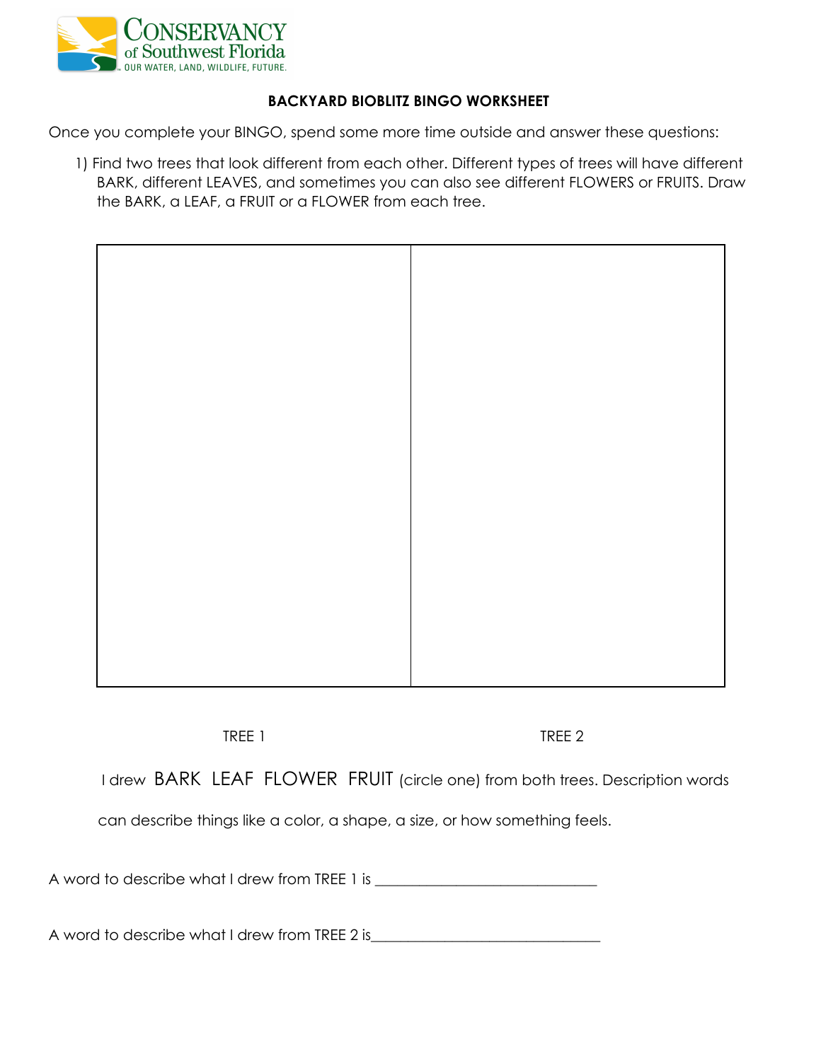**BACKYARD BIOBLITZ BINGO WORKSHEET**

Once you complete your BINGO, spend some more time outside and answer these questions:

1) Find two trees that look different from each other. Different types of trees will have different BARK, different LEAVES, and sometimes you can also see different FLOWERS or FRUITS. Draw the BARK, a LEAF, a FRUIT or a FLOWER from each tree.

| | |
|---|---|
| | |

TREE 1 TREE 2

I drew BARK LEAF FLOWER FRUIT (circle one) from both trees. Description words can describe things like a color, a shape, a size, or how something feels.

A word to describe what I drew from TREE 1 is ______________________________

A word to describe what I drew from TREE 2 is______________________________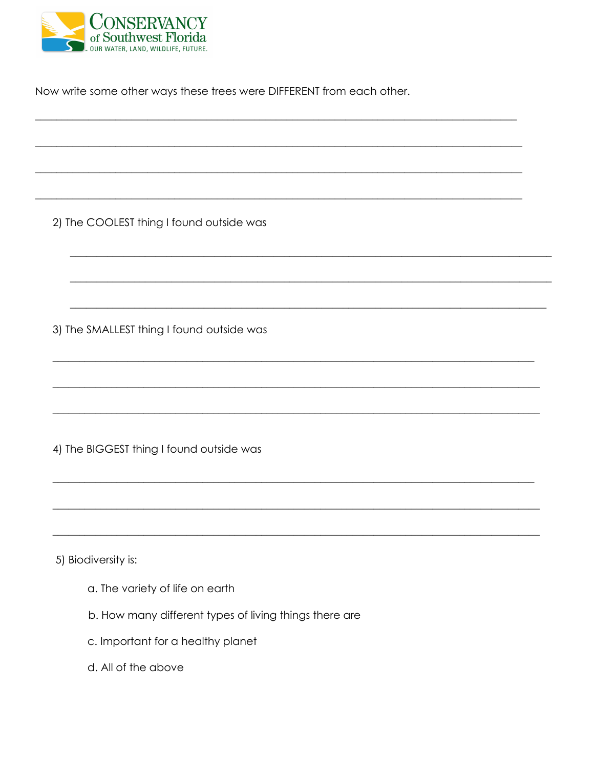Now write some other ways these trees were DIFFERENT from each other.

______________________________________________________________________________

______________________________________________________________________________

______________________________________________________________________________

______________________________________________________________________________

2) The COOLEST thing I found outside was

______________________________________________________________________________

______________________________________________________________________________

______________________________________________________________________________

3) The SMALLEST thing I found outside was

______________________________________________________________________________

______________________________________________________________________________

______________________________________________________________________________

4) The BIGGEST thing I found outside was

______________________________________________________________________________

______________________________________________________________________________

______________________________________________________________________________

5) Biodiversity is:

a. The variety of life on earth

b. How many different types of living things there are

c. Important for a healthy planet

d. All of the above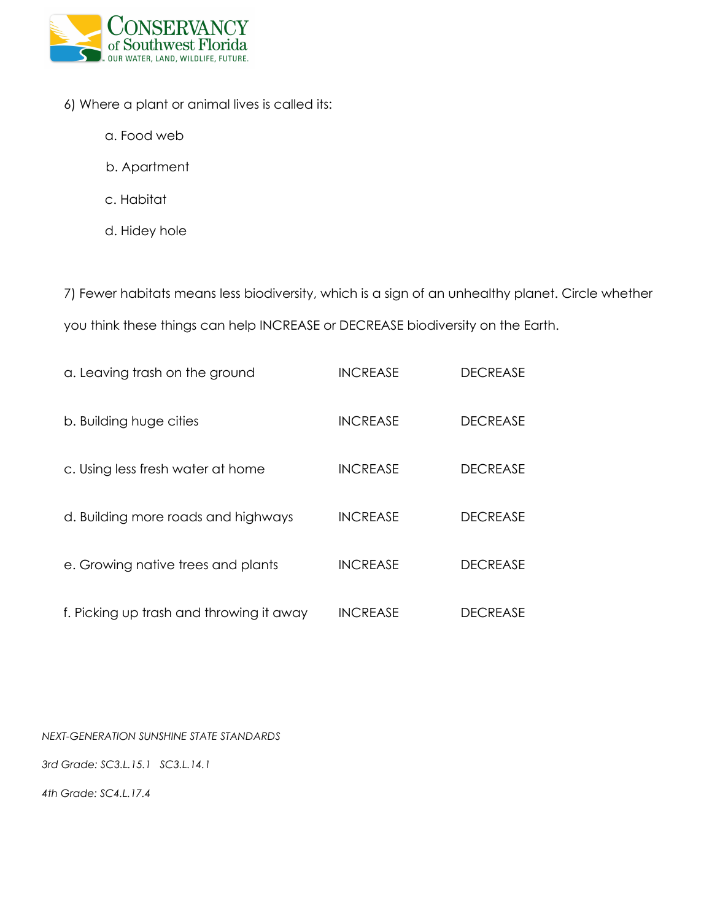6) Where a plant or animal lives is called its:

a. Food web

b. Apartment

c. Habitat

d. Hidey hole

7) Fewer habitats means less biodiversity, which is a sign of an unhealthy planet. Circle whether you think these things can help INCREASE or DECREASE biodiversity on the Earth.

| | | |
|---|---|---|
| a. Leaving trash on the ground | INCREASE | DECREASE |
| b. Building huge cities | INCREASE | DECREASE |
| c. Using less fresh water at home | INCREASE | DECREASE |
| d. Building more roads and highways | INCREASE | DECREASE |
| e. Growing native trees and plants | INCREASE | DECREASE |
| f. Picking up trash and throwing it away | INCREASE | DECREASE |

*NEXT-GENERATION SUNSHINE STATE STANDARDS*

*3rd Grade: SC3.L.15.1 SC3.L.14.1*

*4th Grade: SC4.L.17.4*